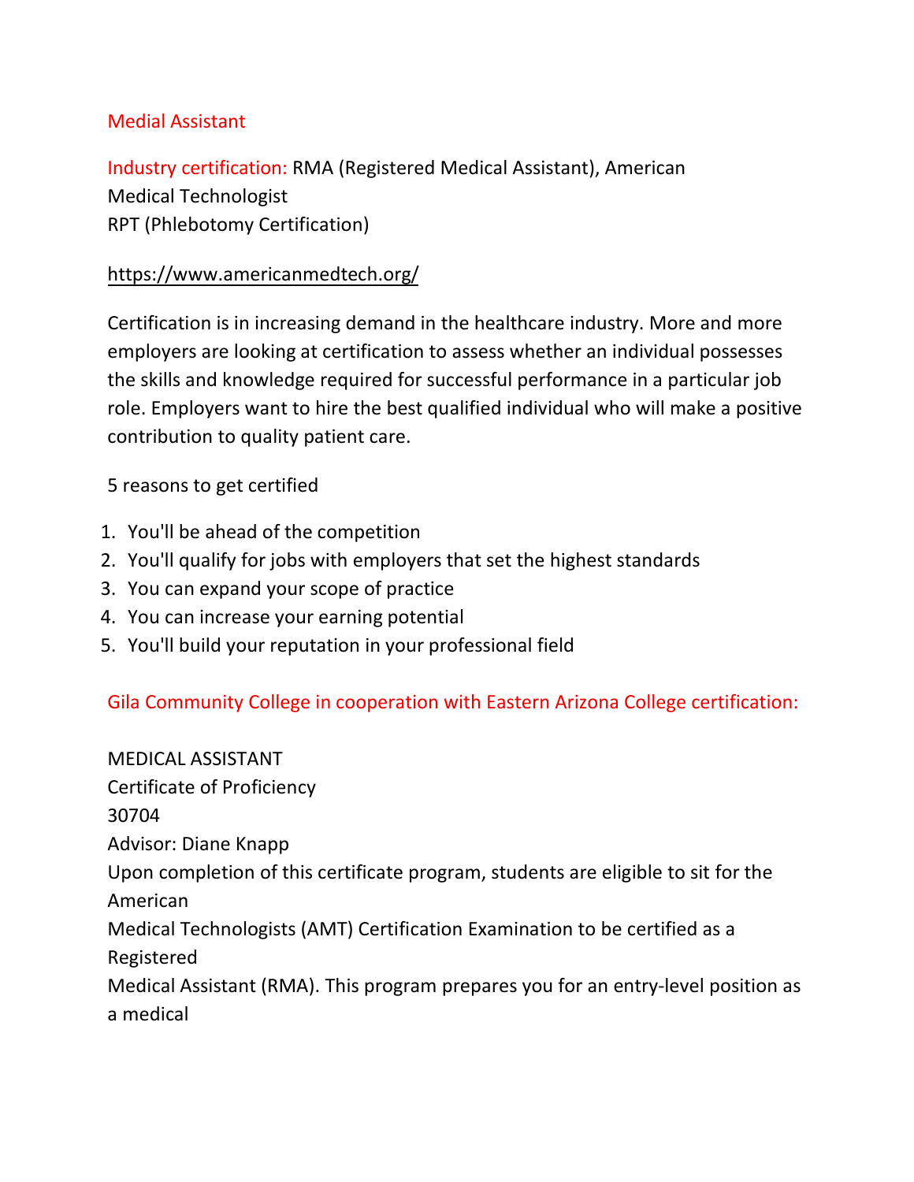# Medial Assistant

Industry certification: RMA (Registered Medical Assistant), American Medical Technologist
RPT (Phlebotomy Certification)

https://www.americanmedtech.org/

Certification is in increasing demand in the healthcare industry. More and more employers are looking at certification to assess whether an individual possesses the skills and knowledge required for successful performance in a particular job role. Employers want to hire the best qualified individual who will make a positive contribution to quality patient care.

5 reasons to get certified

1. You'll be ahead of the competition
2. You'll qualify for jobs with employers that set the highest standards
3. You can expand your scope of practice
4. You can increase your earning potential
5. You'll build your reputation in your professional field

## Gila Community College in cooperation with Eastern Arizona College certification:

MEDICAL ASSISTANT
Certificate of Proficiency
30704
Advisor: Diane Knapp
Upon completion of this certificate program, students are eligible to sit for the American
Medical Technologists (AMT) Certification Examination to be certified as a Registered
Medical Assistant (RMA). This program prepares you for an entry-level position as a medical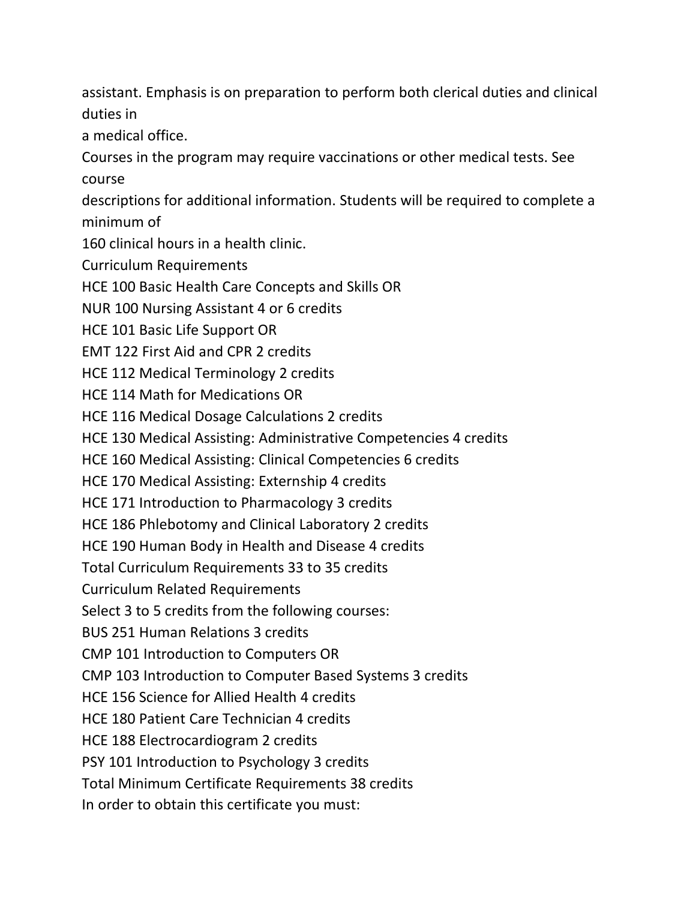assistant. Emphasis is on preparation to perform both clerical duties and clinical duties in a medical office.

Courses in the program may require vaccinations or other medical tests. See course descriptions for additional information. Students will be required to complete a minimum of 160 clinical hours in a health clinic.

## Curriculum Requirements

HCE 100 Basic Health Care Concepts and Skills OR
NUR 100 Nursing Assistant 4 or 6 credits
HCE 101 Basic Life Support OR
EMT 122 First Aid and CPR 2 credits
HCE 112 Medical Terminology 2 credits
HCE 114 Math for Medications OR
HCE 116 Medical Dosage Calculations 2 credits
HCE 130 Medical Assisting: Administrative Competencies 4 credits
HCE 160 Medical Assisting: Clinical Competencies 6 credits
HCE 170 Medical Assisting: Externship 4 credits
HCE 171 Introduction to Pharmacology 3 credits
HCE 186 Phlebotomy and Clinical Laboratory 2 credits
HCE 190 Human Body in Health and Disease 4 credits
Total Curriculum Requirements 33 to 35 credits

## Curriculum Related Requirements

Select 3 to 5 credits from the following courses:
BUS 251 Human Relations 3 credits
CMP 101 Introduction to Computers OR
CMP 103 Introduction to Computer Based Systems 3 credits
HCE 156 Science for Allied Health 4 credits
HCE 180 Patient Care Technician 4 credits
HCE 188 Electrocardiogram 2 credits
PSY 101 Introduction to Psychology 3 credits
Total Minimum Certificate Requirements 38 credits

In order to obtain this certificate you must: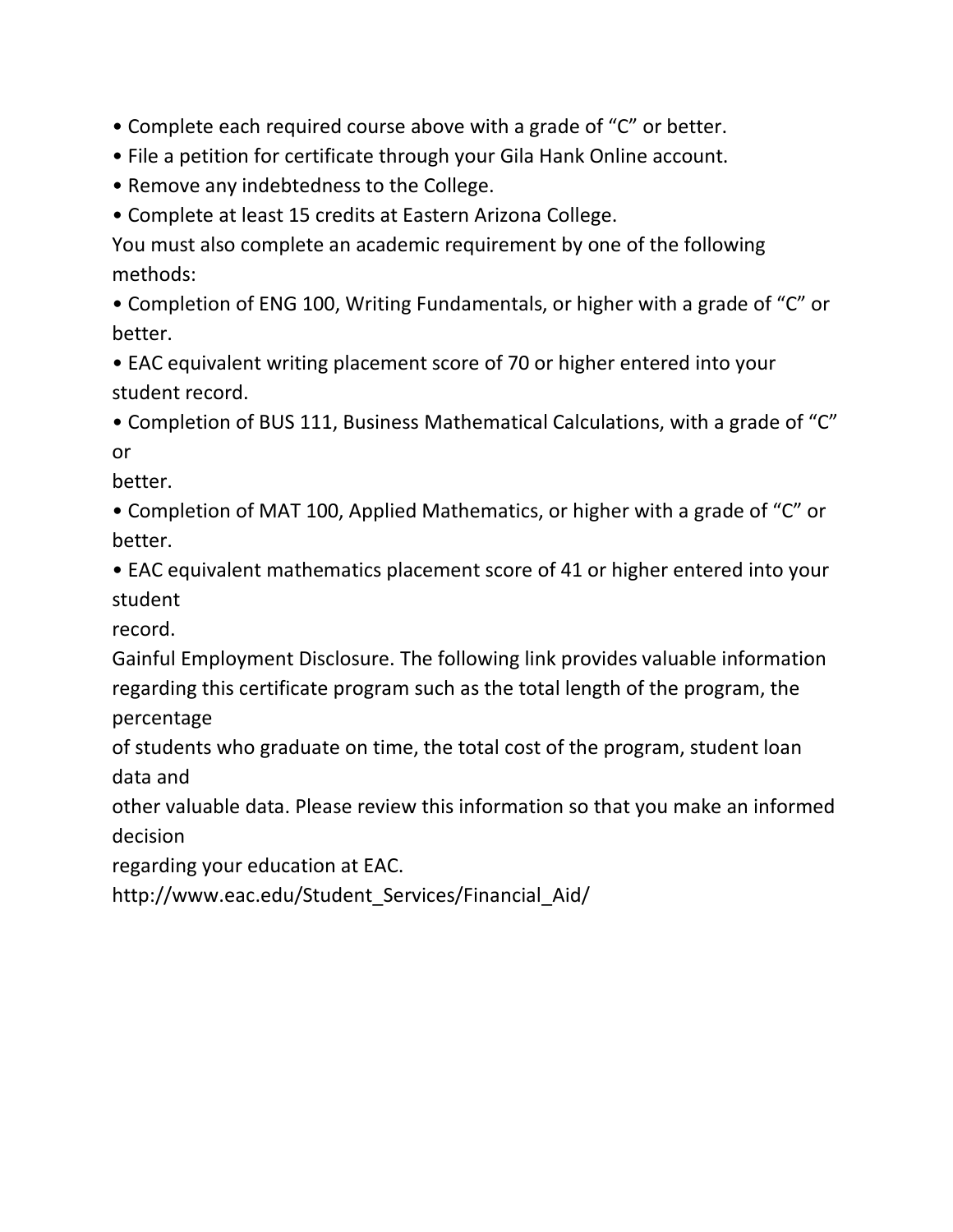- Complete each required course above with a grade of “C” or better.
- File a petition for certificate through your Gila Hank Online account.
- Remove any indebtedness to the College.
- Complete at least 15 credits at Eastern Arizona College.

You must also complete an academic requirement by one of the following methods:

- Completion of ENG 100, Writing Fundamentals, or higher with a grade of “C” or better.
- EAC equivalent writing placement score of 70 or higher entered into your student record.
- Completion of BUS 111, Business Mathematical Calculations, with a grade of “C” or better.
- Completion of MAT 100, Applied Mathematics, or higher with a grade of “C” or better.
- EAC equivalent mathematics placement score of 41 or higher entered into your student record.

Gainful Employment Disclosure. The following link provides valuable information regarding this certificate program such as the total length of the program, the percentage of students who graduate on time, the total cost of the program, student loan data and other valuable data. Please review this information so that you make an informed decision regarding your education at EAC.

http://www.eac.edu/Student_Services/Financial_Aid/